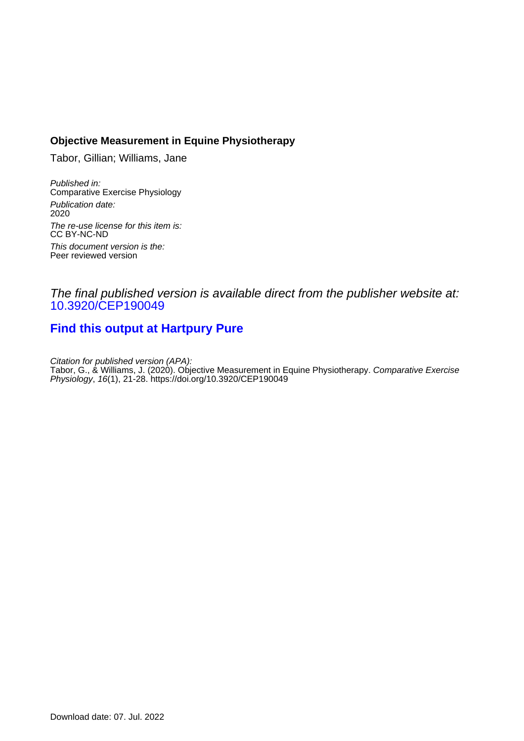**Objective Measurement in Equine Physiotherapy**

Tabor, Gillian; Williams, Jane

*Published in:*
Comparative Exercise Physiology

*Publication date:*
2020

*The re-use license for this item is:*
CC BY-NC-ND

*This document version is the:*
Peer reviewed version

*The final published version is available direct from the publisher website at:*
10.3920/CEP190049

**Find this output at Hartpury Pure**

*Citation for published version (APA):*
Tabor, G., & Williams, J. (2020). Objective Measurement in Equine Physiotherapy. *Comparative Exercise Physiology*, *16*(1), 21-28. https://doi.org/10.3920/CEP190049

Download date: 07. Jul. 2022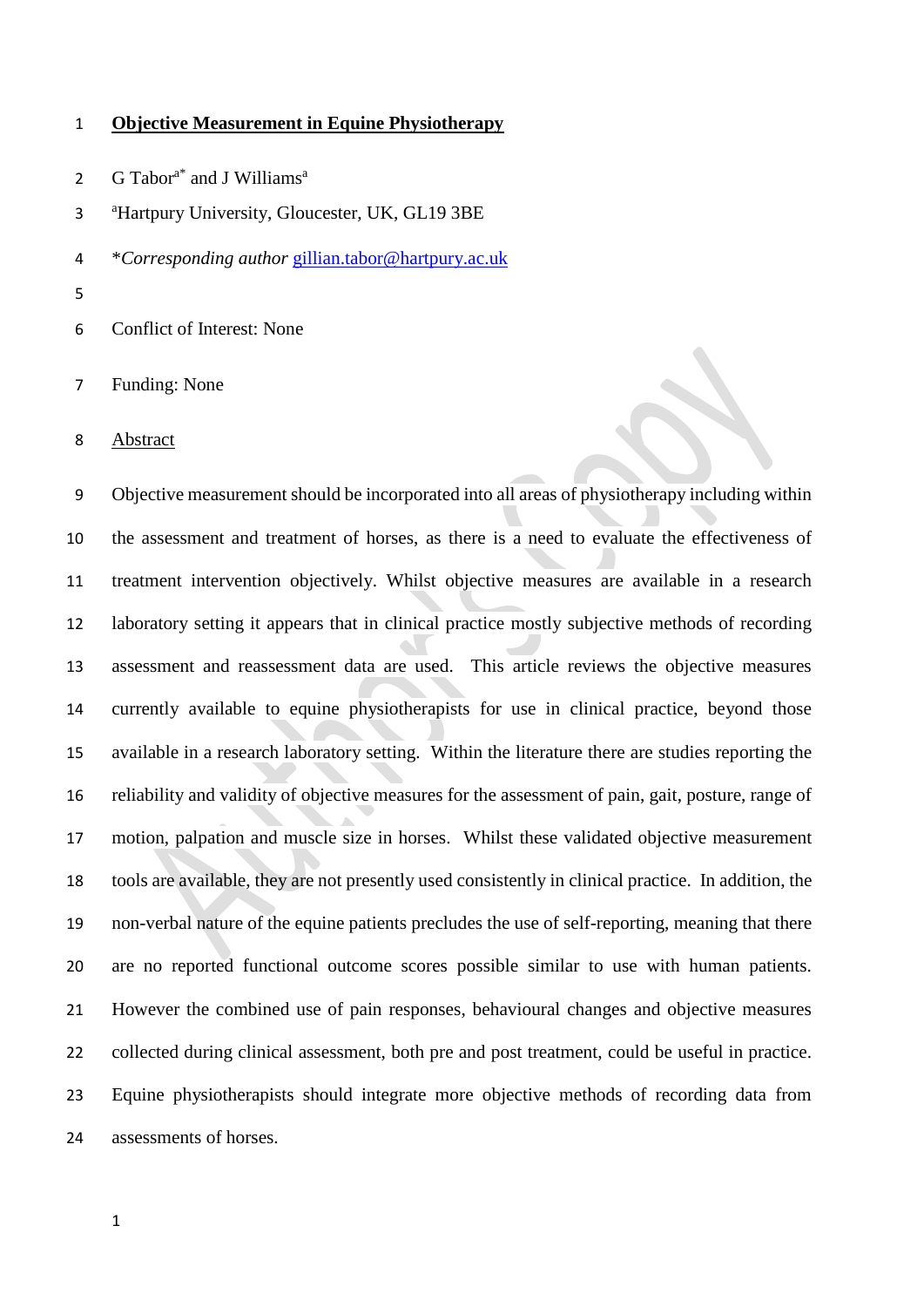# Objective Measurement in Equine Physiotherapy

G Tabor[a*] and J Williams[a]

[a]Hartpury University, Gloucester, UK, GL19 3BE

**Corresponding author* gillian.tabor@hartpury.ac.uk

Conflict of Interest: None

Funding: None

## Abstract

Objective measurement should be incorporated into all areas of physiotherapy including within the assessment and treatment of horses, as there is a need to evaluate the effectiveness of treatment intervention objectively. Whilst objective measures are available in a research laboratory setting it appears that in clinical practice mostly subjective methods of recording assessment and reassessment data are used. This article reviews the objective measures currently available to equine physiotherapists for use in clinical practice, beyond those available in a research laboratory setting. Within the literature there are studies reporting the reliability and validity of objective measures for the assessment of pain, gait, posture, range of motion, palpation and muscle size in horses. Whilst these validated objective measurement tools are available, they are not presently used consistently in clinical practice. In addition, the non-verbal nature of the equine patients precludes the use of self-reporting, meaning that there are no reported functional outcome scores possible similar to use with human patients. However the combined use of pain responses, behavioural changes and objective measures collected during clinical assessment, both pre and post treatment, could be useful in practice. Equine physiotherapists should integrate more objective methods of recording data from assessments of horses.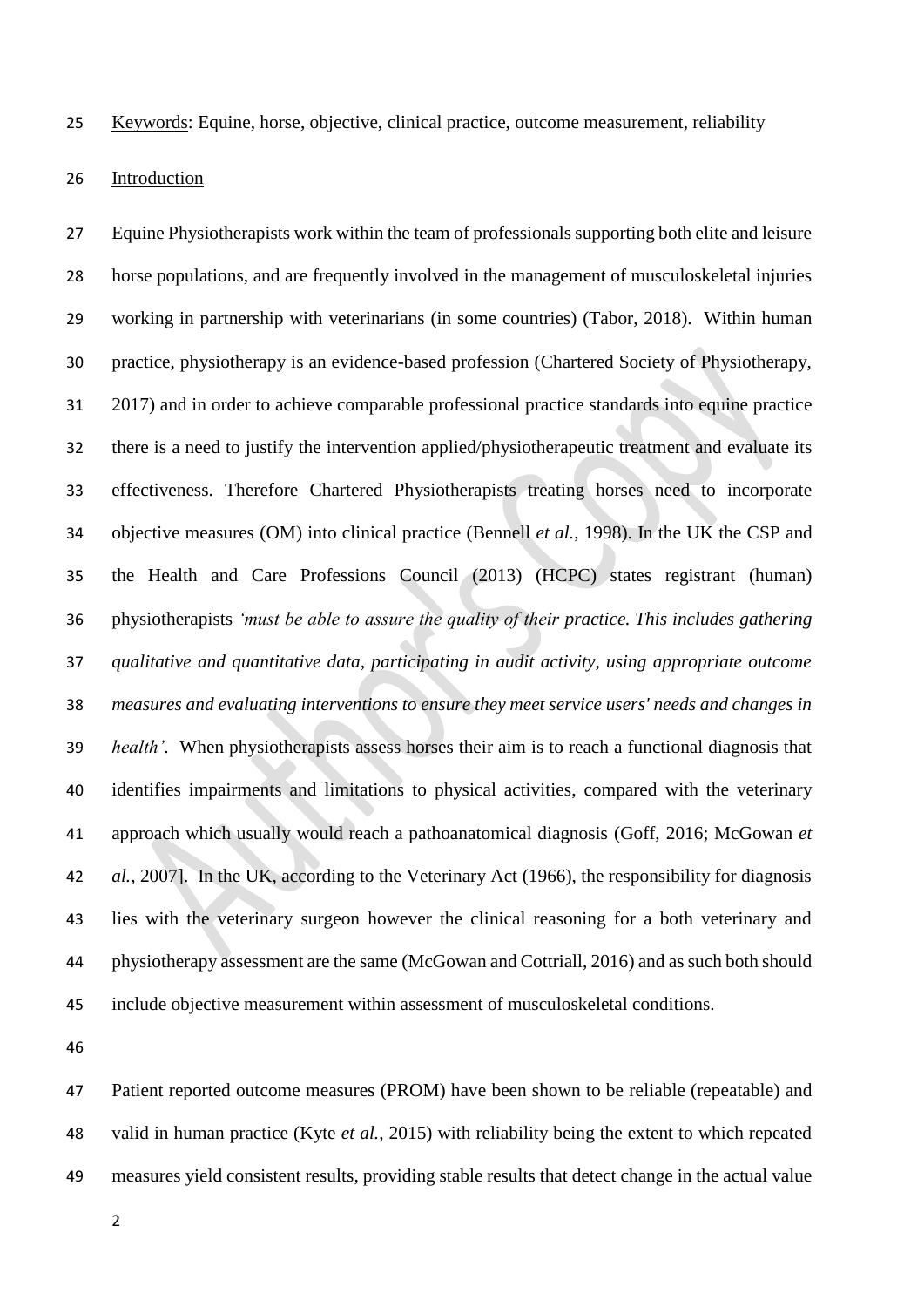Keywords: Equine, horse, objective, clinical practice, outcome measurement, reliability

## Introduction

Equine Physiotherapists work within the team of professionals supporting both elite and leisure horse populations, and are frequently involved in the management of musculoskeletal injuries working in partnership with veterinarians (in some countries) (Tabor, 2018). Within human practice, physiotherapy is an evidence-based profession (Chartered Society of Physiotherapy, 2017) and in order to achieve comparable professional practice standards into equine practice there is a need to justify the intervention applied/physiotherapeutic treatment and evaluate its effectiveness. Therefore Chartered Physiotherapists treating horses need to incorporate objective measures (OM) into clinical practice (Bennell *et al.*, 1998). In the UK the CSP and the Health and Care Professions Council (2013) (HCPC) states registrant (human) physiotherapists *'must be able to assure the quality of their practice. This includes gathering qualitative and quantitative data, participating in audit activity, using appropriate outcome measures and evaluating interventions to ensure they meet service users' needs and changes in health'*. When physiotherapists assess horses their aim is to reach a functional diagnosis that identifies impairments and limitations to physical activities, compared with the veterinary approach which usually would reach a pathoanatomical diagnosis (Goff, 2016; McGowan *et al.*, 2007]. In the UK, according to the Veterinary Act (1966), the responsibility for diagnosis lies with the veterinary surgeon however the clinical reasoning for a both veterinary and physiotherapy assessment are the same (McGowan and Cottriall, 2016) and as such both should include objective measurement within assessment of musculoskeletal conditions.

Patient reported outcome measures (PROM) have been shown to be reliable (repeatable) and valid in human practice (Kyte *et al.*, 2015) with reliability being the extent to which repeated measures yield consistent results, providing stable results that detect change in the actual value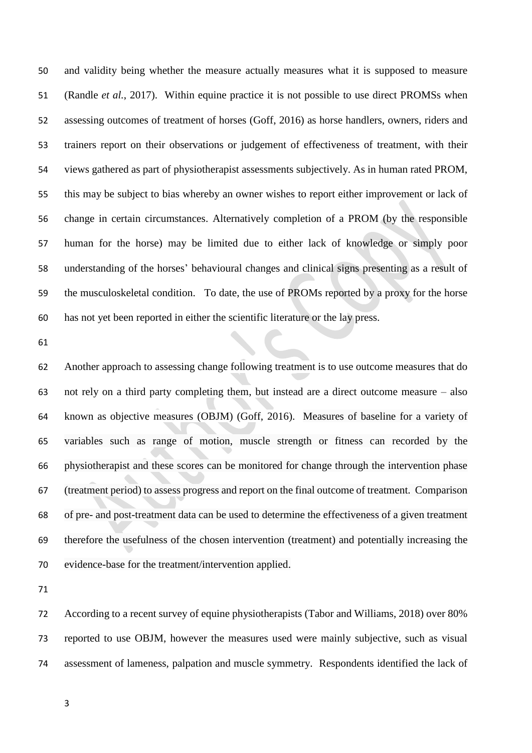and validity being whether the measure actually measures what it is supposed to measure (Randle *et al.*, 2017). Within equine practice it is not possible to use direct PROMSs when assessing outcomes of treatment of horses (Goff, 2016) as horse handlers, owners, riders and trainers report on their observations or judgement of effectiveness of treatment, with their views gathered as part of physiotherapist assessments subjectively. As in human rated PROM, this may be subject to bias whereby an owner wishes to report either improvement or lack of change in certain circumstances. Alternatively completion of a PROM (by the responsible human for the horse) may be limited due to either lack of knowledge or simply poor understanding of the horses' behavioural changes and clinical signs presenting as a result of the musculoskeletal condition. To date, the use of PROMs reported by a proxy for the horse has not yet been reported in either the scientific literature or the lay press.

Another approach to assessing change following treatment is to use outcome measures that do not rely on a third party completing them, but instead are a direct outcome measure – also known as objective measures (OBJM) (Goff, 2016). Measures of baseline for a variety of variables such as range of motion, muscle strength or fitness can recorded by the physiotherapist and these scores can be monitored for change through the intervention phase (treatment period) to assess progress and report on the final outcome of treatment. Comparison of pre- and post-treatment data can be used to determine the effectiveness of a given treatment therefore the usefulness of the chosen intervention (treatment) and potentially increasing the evidence-base for the treatment/intervention applied.

According to a recent survey of equine physiotherapists (Tabor and Williams, 2018) over 80% reported to use OBJM, however the measures used were mainly subjective, such as visual assessment of lameness, palpation and muscle symmetry. Respondents identified the lack of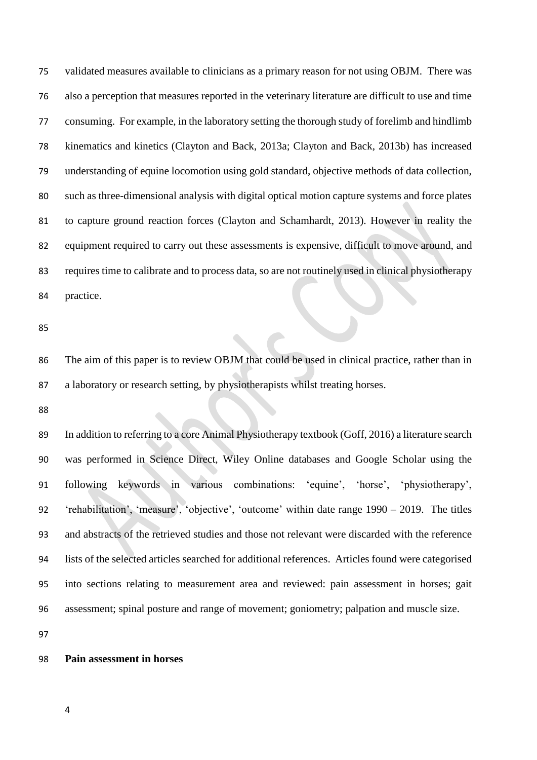validated measures available to clinicians as a primary reason for not using OBJM. There was also a perception that measures reported in the veterinary literature are difficult to use and time consuming. For example, in the laboratory setting the thorough study of forelimb and hindlimb kinematics and kinetics (Clayton and Back, 2013a; Clayton and Back, 2013b) has increased understanding of equine locomotion using gold standard, objective methods of data collection, such as three-dimensional analysis with digital optical motion capture systems and force plates to capture ground reaction forces (Clayton and Schamhardt, 2013). However in reality the equipment required to carry out these assessments is expensive, difficult to move around, and requires time to calibrate and to process data, so are not routinely used in clinical physiotherapy practice.

The aim of this paper is to review OBJM that could be used in clinical practice, rather than in a laboratory or research setting, by physiotherapists whilst treating horses.

In addition to referring to a core Animal Physiotherapy textbook (Goff, 2016) a literature search was performed in Science Direct, Wiley Online databases and Google Scholar using the following keywords in various combinations: 'equine', 'horse', 'physiotherapy', 'rehabilitation', 'measure', 'objective', 'outcome' within date range 1990 – 2019. The titles and abstracts of the retrieved studies and those not relevant were discarded with the reference lists of the selected articles searched for additional references. Articles found were categorised into sections relating to measurement area and reviewed: pain assessment in horses; gait assessment; spinal posture and range of movement; goniometry; palpation and muscle size.

**Pain assessment in horses**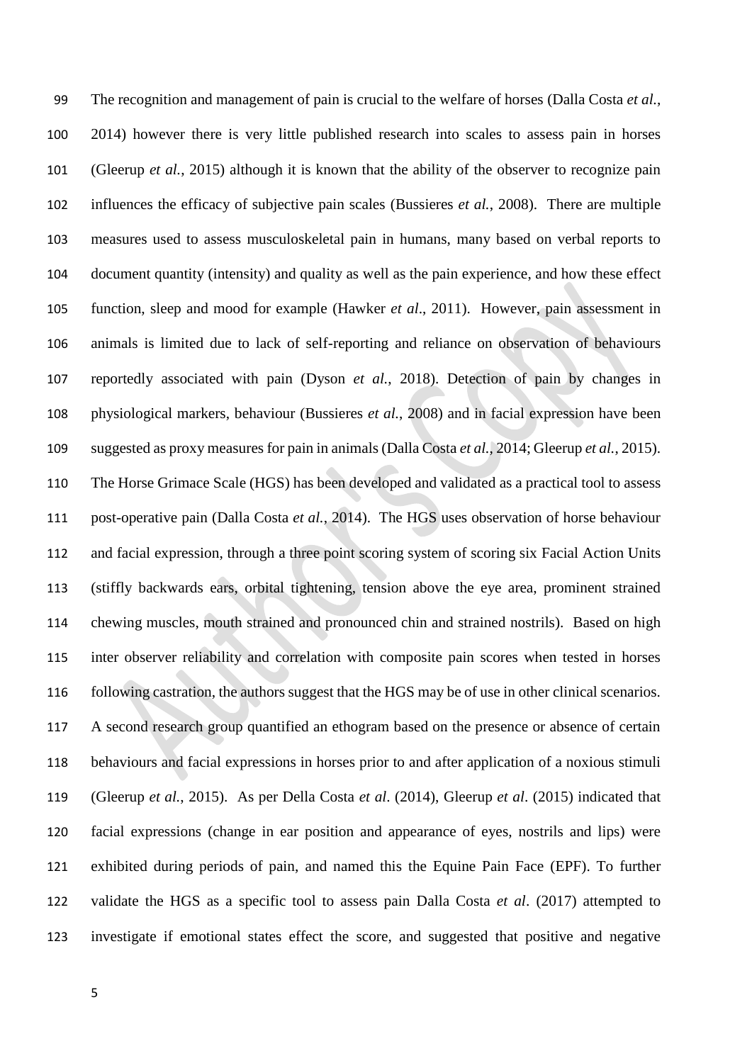The recognition and management of pain is crucial to the welfare of horses (Dalla Costa *et al.*, 2014) however there is very little published research into scales to assess pain in horses (Gleerup *et al.*, 2015) although it is known that the ability of the observer to recognize pain influences the efficacy of subjective pain scales (Bussieres *et al.*, 2008). There are multiple measures used to assess musculoskeletal pain in humans, many based on verbal reports to document quantity (intensity) and quality as well as the pain experience, and how these effect function, sleep and mood for example (Hawker *et al*., 2011). However, pain assessment in animals is limited due to lack of self-reporting and reliance on observation of behaviours reportedly associated with pain (Dyson *et al.*, 2018). Detection of pain by changes in physiological markers, behaviour (Bussieres *et al.*, 2008) and in facial expression have been suggested as proxy measures for pain in animals (Dalla Costa *et al.*, 2014; Gleerup *et al.*, 2015). The Horse Grimace Scale (HGS) has been developed and validated as a practical tool to assess post-operative pain (Dalla Costa *et al.*, 2014). The HGS uses observation of horse behaviour and facial expression, through a three point scoring system of scoring six Facial Action Units (stiffly backwards ears, orbital tightening, tension above the eye area, prominent strained chewing muscles, mouth strained and pronounced chin and strained nostrils). Based on high inter observer reliability and correlation with composite pain scores when tested in horses following castration, the authors suggest that the HGS may be of use in other clinical scenarios. A second research group quantified an ethogram based on the presence or absence of certain behaviours and facial expressions in horses prior to and after application of a noxious stimuli (Gleerup *et al.*, 2015). As per Della Costa *et al*. (2014), Gleerup *et al*. (2015) indicated that facial expressions (change in ear position and appearance of eyes, nostrils and lips) were exhibited during periods of pain, and named this the Equine Pain Face (EPF). To further validate the HGS as a specific tool to assess pain Dalla Costa *et al*. (2017) attempted to investigate if emotional states effect the score, and suggested that positive and negative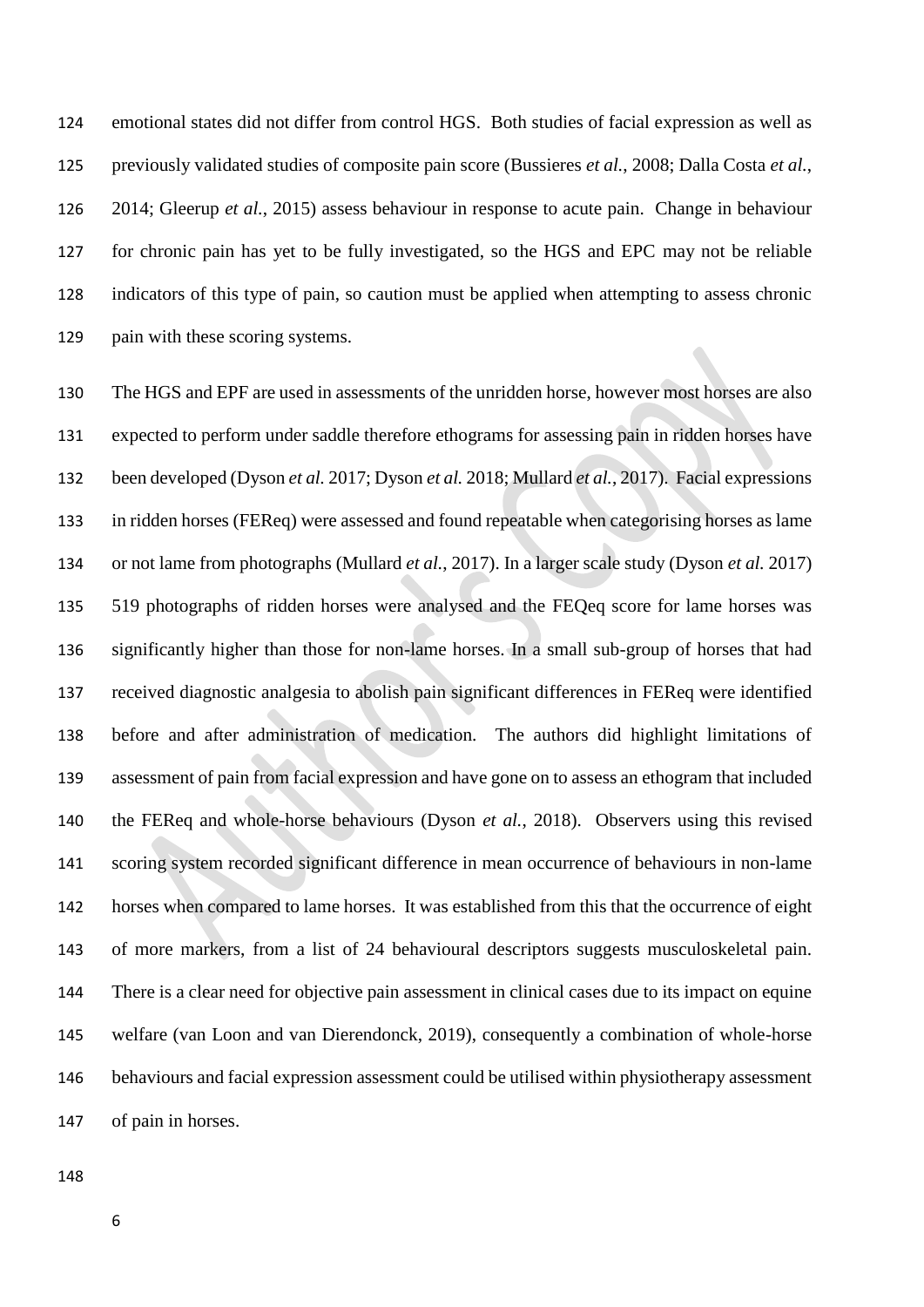emotional states did not differ from control HGS. Both studies of facial expression as well as previously validated studies of composite pain score (Bussieres *et al.*, 2008; Dalla Costa *et al.*, 2014; Gleerup *et al.*, 2015) assess behaviour in response to acute pain. Change in behaviour for chronic pain has yet to be fully investigated, so the HGS and EPC may not be reliable indicators of this type of pain, so caution must be applied when attempting to assess chronic pain with these scoring systems.

The HGS and EPF are used in assessments of the unridden horse, however most horses are also expected to perform under saddle therefore ethograms for assessing pain in ridden horses have been developed (Dyson *et al.* 2017; Dyson *et al.* 2018; Mullard *et al.*, 2017). Facial expressions in ridden horses (FEReq) were assessed and found repeatable when categorising horses as lame or not lame from photographs (Mullard *et al.*, 2017). In a larger scale study (Dyson *et al.* 2017) 519 photographs of ridden horses were analysed and the FEQeq score for lame horses was significantly higher than those for non-lame horses. In a small sub-group of horses that had received diagnostic analgesia to abolish pain significant differences in FEReq were identified before and after administration of medication. The authors did highlight limitations of assessment of pain from facial expression and have gone on to assess an ethogram that included the FEReq and whole-horse behaviours (Dyson *et al.*, 2018). Observers using this revised scoring system recorded significant difference in mean occurrence of behaviours in non-lame horses when compared to lame horses. It was established from this that the occurrence of eight of more markers, from a list of 24 behavioural descriptors suggests musculoskeletal pain. There is a clear need for objective pain assessment in clinical cases due to its impact on equine welfare (van Loon and van Dierendonck, 2019), consequently a combination of whole-horse behaviours and facial expression assessment could be utilised within physiotherapy assessment of pain in horses.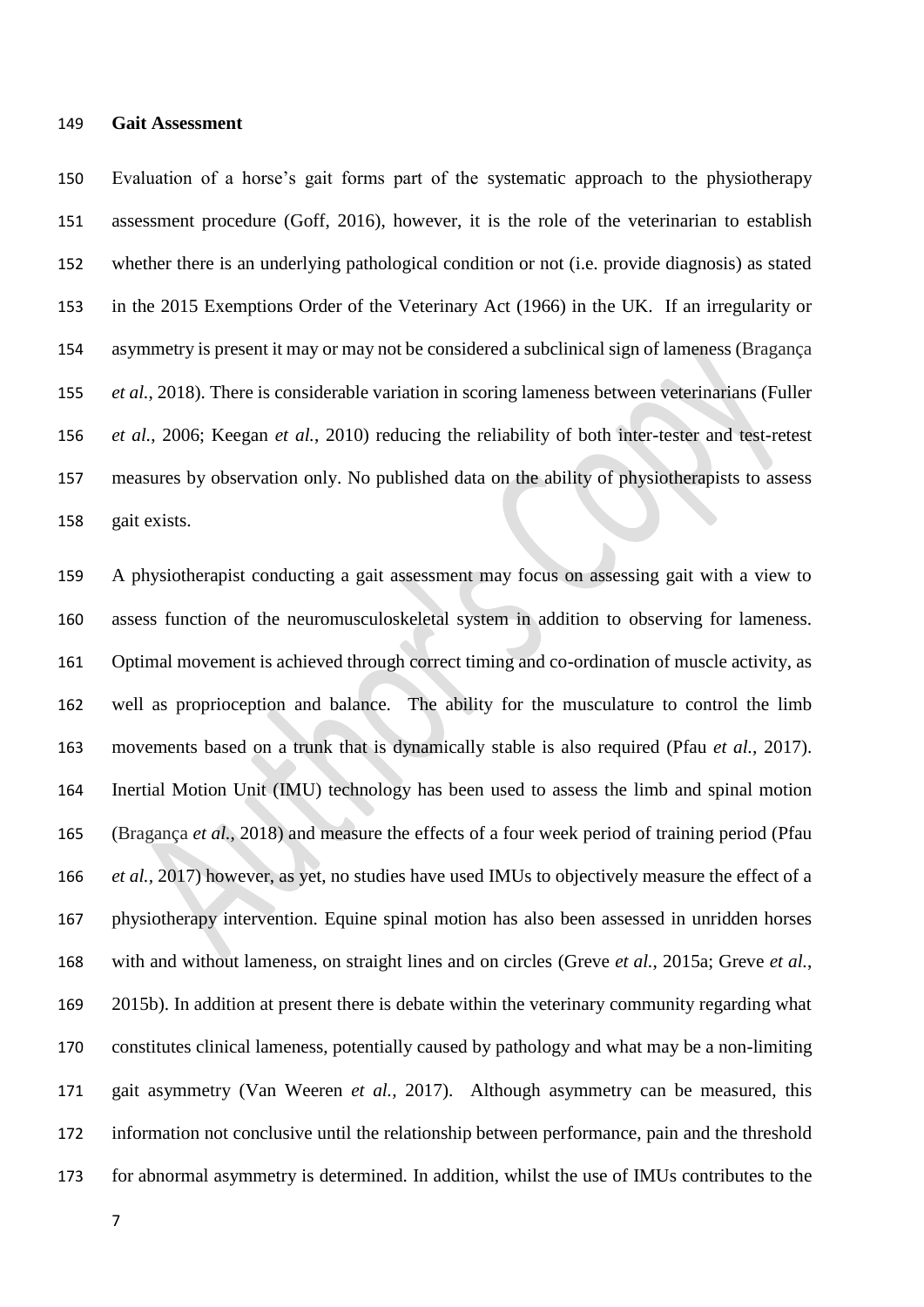**Gait Assessment**

Evaluation of a horse's gait forms part of the systematic approach to the physiotherapy assessment procedure (Goff, 2016), however, it is the role of the veterinarian to establish whether there is an underlying pathological condition or not (i.e. provide diagnosis) as stated in the 2015 Exemptions Order of the Veterinary Act (1966) in the UK. If an irregularity or asymmetry is present it may or may not be considered a subclinical sign of lameness (Bragança *et al.*, 2018). There is considerable variation in scoring lameness between veterinarians (Fuller *et al.*, 2006; Keegan *et al.*, 2010) reducing the reliability of both inter-tester and test-retest measures by observation only. No published data on the ability of physiotherapists to assess gait exists.

A physiotherapist conducting a gait assessment may focus on assessing gait with a view to assess function of the neuromusculoskeletal system in addition to observing for lameness. Optimal movement is achieved through correct timing and co-ordination of muscle activity, as well as proprioception and balance. The ability for the musculature to control the limb movements based on a trunk that is dynamically stable is also required (Pfau *et al.*, 2017). Inertial Motion Unit (IMU) technology has been used to assess the limb and spinal motion (Bragança *et al.*, 2018) and measure the effects of a four week period of training period (Pfau *et al.*, 2017) however, as yet, no studies have used IMUs to objectively measure the effect of a physiotherapy intervention. Equine spinal motion has also been assessed in unridden horses with and without lameness, on straight lines and on circles (Greve *et al.*, 2015a; Greve *et al.*, 2015b). In addition at present there is debate within the veterinary community regarding what constitutes clinical lameness, potentially caused by pathology and what may be a non-limiting gait asymmetry (Van Weeren *et al.*, 2017). Although asymmetry can be measured, this information not conclusive until the relationship between performance, pain and the threshold for abnormal asymmetry is determined. In addition, whilst the use of IMUs contributes to the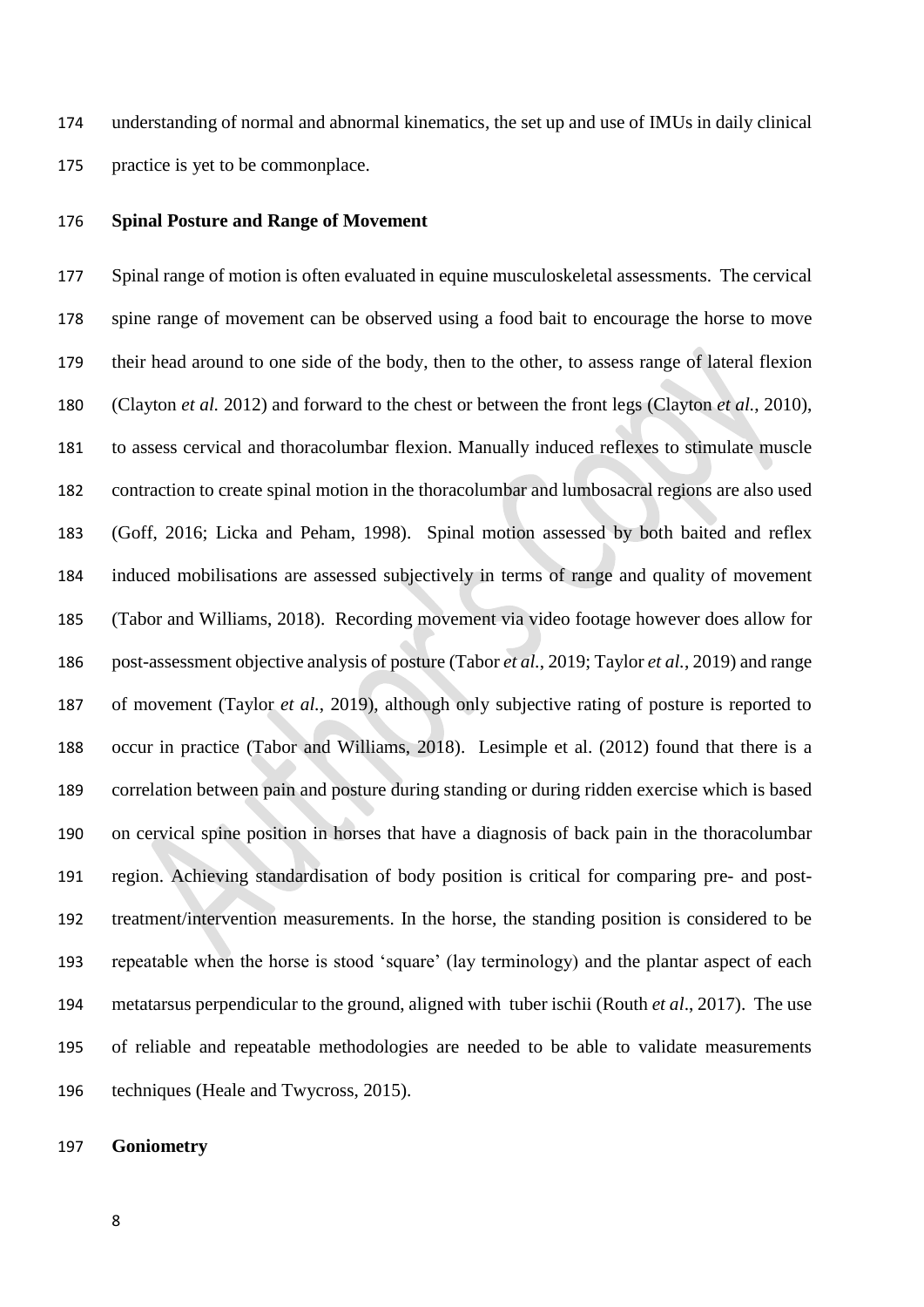understanding of normal and abnormal kinematics, the set up and use of IMUs in daily clinical practice is yet to be commonplace.

## Spinal Posture and Range of Movement

Spinal range of motion is often evaluated in equine musculoskeletal assessments. The cervical spine range of movement can be observed using a food bait to encourage the horse to move their head around to one side of the body, then to the other, to assess range of lateral flexion (Clayton *et al.* 2012) and forward to the chest or between the front legs (Clayton *et al.*, 2010), to assess cervical and thoracolumbar flexion. Manually induced reflexes to stimulate muscle contraction to create spinal motion in the thoracolumbar and lumbosacral regions are also used (Goff, 2016; Licka and Peham, 1998). Spinal motion assessed by both baited and reflex induced mobilisations are assessed subjectively in terms of range and quality of movement (Tabor and Williams, 2018). Recording movement via video footage however does allow for post-assessment objective analysis of posture (Tabor *et al.*, 2019; Taylor *et al.*, 2019) and range of movement (Taylor *et al.*, 2019), although only subjective rating of posture is reported to occur in practice (Tabor and Williams, 2018). Lesimple et al. (2012) found that there is a correlation between pain and posture during standing or during ridden exercise which is based on cervical spine position in horses that have a diagnosis of back pain in the thoracolumbar region. Achieving standardisation of body position is critical for comparing pre- and post-treatment/intervention measurements. In the horse, the standing position is considered to be repeatable when the horse is stood 'square' (lay terminology) and the plantar aspect of each metatarsus perpendicular to the ground, aligned with tuber ischii (Routh *et al*., 2017). The use of reliable and repeatable methodologies are needed to be able to validate measurements techniques (Heale and Twycross, 2015).

## Goniometry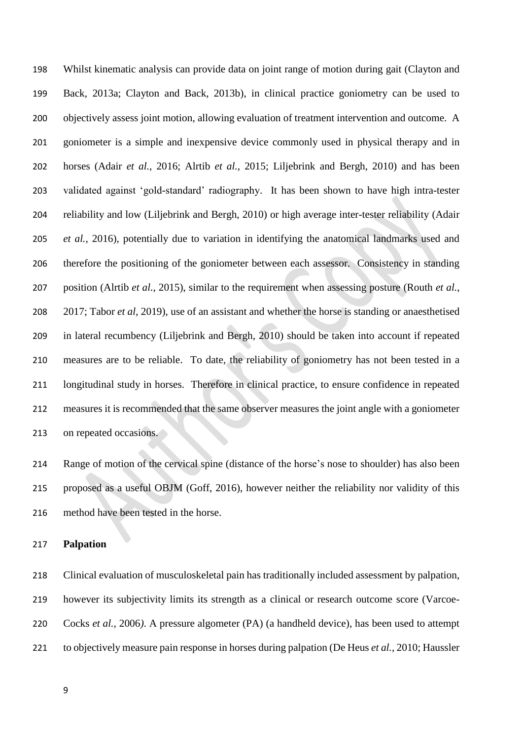Whilst kinematic analysis can provide data on joint range of motion during gait (Clayton and Back, 2013a; Clayton and Back, 2013b), in clinical practice goniometry can be used to objectively assess joint motion, allowing evaluation of treatment intervention and outcome. A goniometer is a simple and inexpensive device commonly used in physical therapy and in horses (Adair *et al.*, 2016; Alrtib *et al.*, 2015; Liljebrink and Bergh, 2010) and has been validated against 'gold-standard' radiography. It has been shown to have high intra-tester reliability and low (Liljebrink and Bergh, 2010) or high average inter-tester reliability (Adair *et al.*, 2016), potentially due to variation in identifying the anatomical landmarks used and therefore the positioning of the goniometer between each assessor. Consistency in standing position (Alrtib *et al.*, 2015), similar to the requirement when assessing posture (Routh *et al.*, 2017; Tabor *et al*, 2019), use of an assistant and whether the horse is standing or anaesthetised in lateral recumbency (Liljebrink and Bergh, 2010) should be taken into account if repeated measures are to be reliable. To date, the reliability of goniometry has not been tested in a longitudinal study in horses. Therefore in clinical practice, to ensure confidence in repeated measures it is recommended that the same observer measures the joint angle with a goniometer on repeated occasions.

Range of motion of the cervical spine (distance of the horse's nose to shoulder) has also been proposed as a useful OBJM (Goff, 2016), however neither the reliability nor validity of this method have been tested in the horse.

**Palpation**

Clinical evaluation of musculoskeletal pain has traditionally included assessment by palpation, however its subjectivity limits its strength as a clinical or research outcome score (Varcoe-Cocks *et al.*, 2006). A pressure algometer (PA) (a handheld device), has been used to attempt to objectively measure pain response in horses during palpation (De Heus *et al.*, 2010; Haussler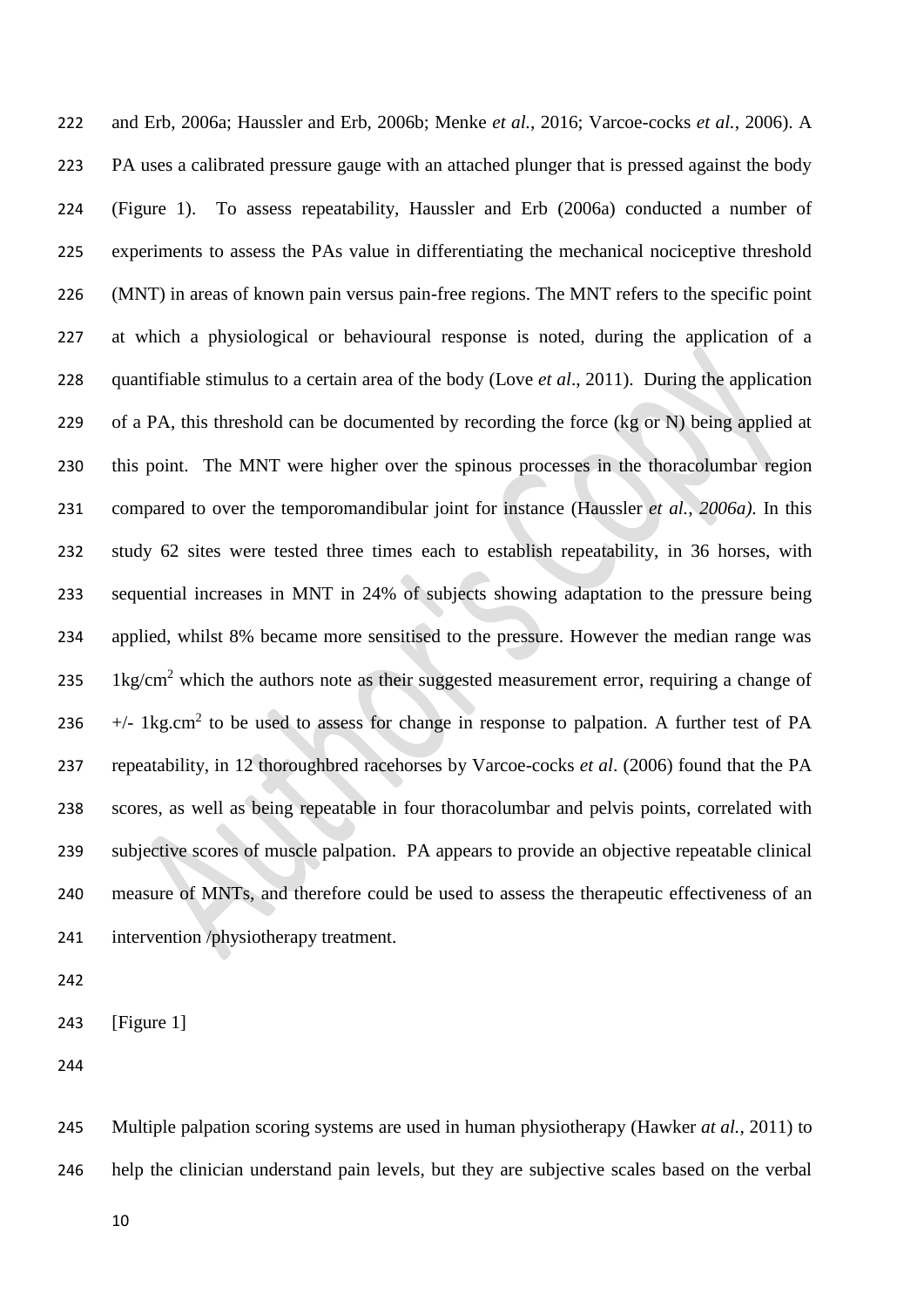and Erb, 2006a; Haussler and Erb, 2006b; Menke *et al.*, 2016; Varcoe-cocks *et al.*, 2006). A PA uses a calibrated pressure gauge with an attached plunger that is pressed against the body (Figure 1). To assess repeatability, Haussler and Erb (2006a) conducted a number of experiments to assess the PAs value in differentiating the mechanical nociceptive threshold (MNT) in areas of known pain versus pain-free regions. The MNT refers to the specific point at which a physiological or behavioural response is noted, during the application of a quantifiable stimulus to a certain area of the body (Love *et al*., 2011). During the application of a PA, this threshold can be documented by recording the force (kg or N) being applied at this point. The MNT were higher over the spinous processes in the thoracolumbar region compared to over the temporomandibular joint for instance (Haussler *et al., 2006a)*. In this study 62 sites were tested three times each to establish repeatability, in 36 horses, with sequential increases in MNT in 24% of subjects showing adaptation to the pressure being applied, whilst 8% became more sensitised to the pressure. However the median range was $1kg/cm^2$ which the authors note as their suggested measurement error, requiring a change of +/- $1kg.cm^2$ to be used to assess for change in response to palpation. A further test of PA repeatability, in 12 thoroughbred racehorses by Varcoe-cocks *et al*. (2006) found that the PA scores, as well as being repeatable in four thoracolumbar and pelvis points, correlated with subjective scores of muscle palpation. PA appears to provide an objective repeatable clinical measure of MNTs, and therefore could be used to assess the therapeutic effectiveness of an intervention /physiotherapy treatment.

[Figure 1]

Multiple palpation scoring systems are used in human physiotherapy (Hawker *at al.*, 2011) to help the clinician understand pain levels, but they are subjective scales based on the verbal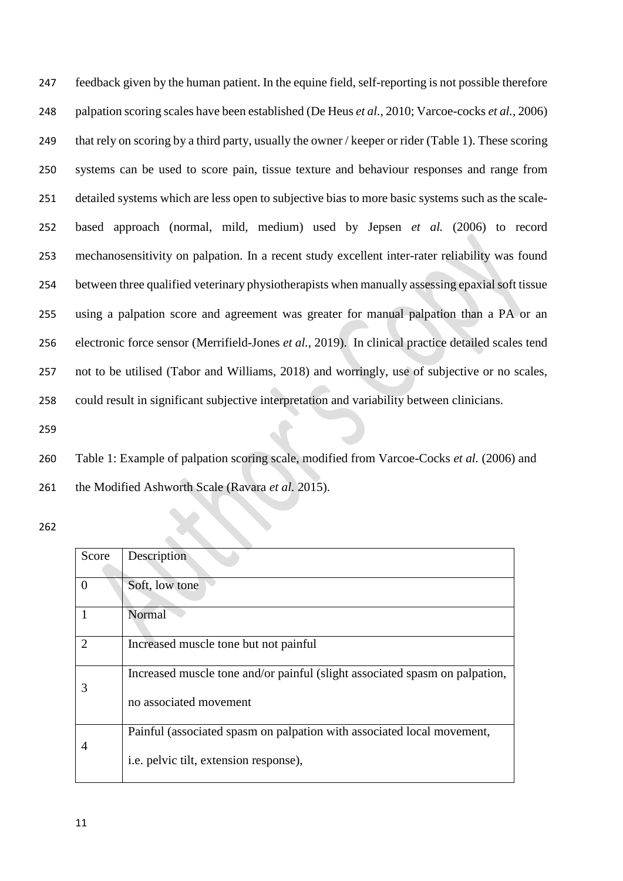feedback given by the human patient. In the equine field, self-reporting is not possible therefore palpation scoring scales have been established (De Heus *et al.,* 2010; Varcoe-cocks *et al.*, 2006) that rely on scoring by a third party, usually the owner / keeper or rider (Table 1). These scoring systems can be used to score pain, tissue texture and behaviour responses and range from detailed systems which are less open to subjective bias to more basic systems such as the scale-based approach (normal, mild, medium) used by Jepsen *et al.* (2006) to record mechanosensitivity on palpation. In a recent study excellent inter-rater reliability was found between three qualified veterinary physiotherapists when manually assessing epaxial soft tissue using a palpation score and agreement was greater for manual palpation than a PA or an electronic force sensor (Merrifield-Jones *et al.*, 2019). In clinical practice detailed scales tend not to be utilised (Tabor and Williams, 2018) and worringly, use of subjective or no scales, could result in significant subjective interpretation and variability between clinicians.

Table 1: Example of palpation scoring scale, modified from Varcoe-Cocks *et al.* (2006) and the Modified Ashworth Scale (Ravara *et al.* 2015).

| Score | Description |
|---|---|
| 0 | Soft, low tone |
| 1 | Normal |
| 2 | Increased muscle tone but not painful |
| 3 | Increased muscle tone and/or painful (slight associated spasm on palpation, no associated movement |
| 4 | Painful (associated spasm on palpation with associated local movement, i.e. pelvic tilt, extension response), |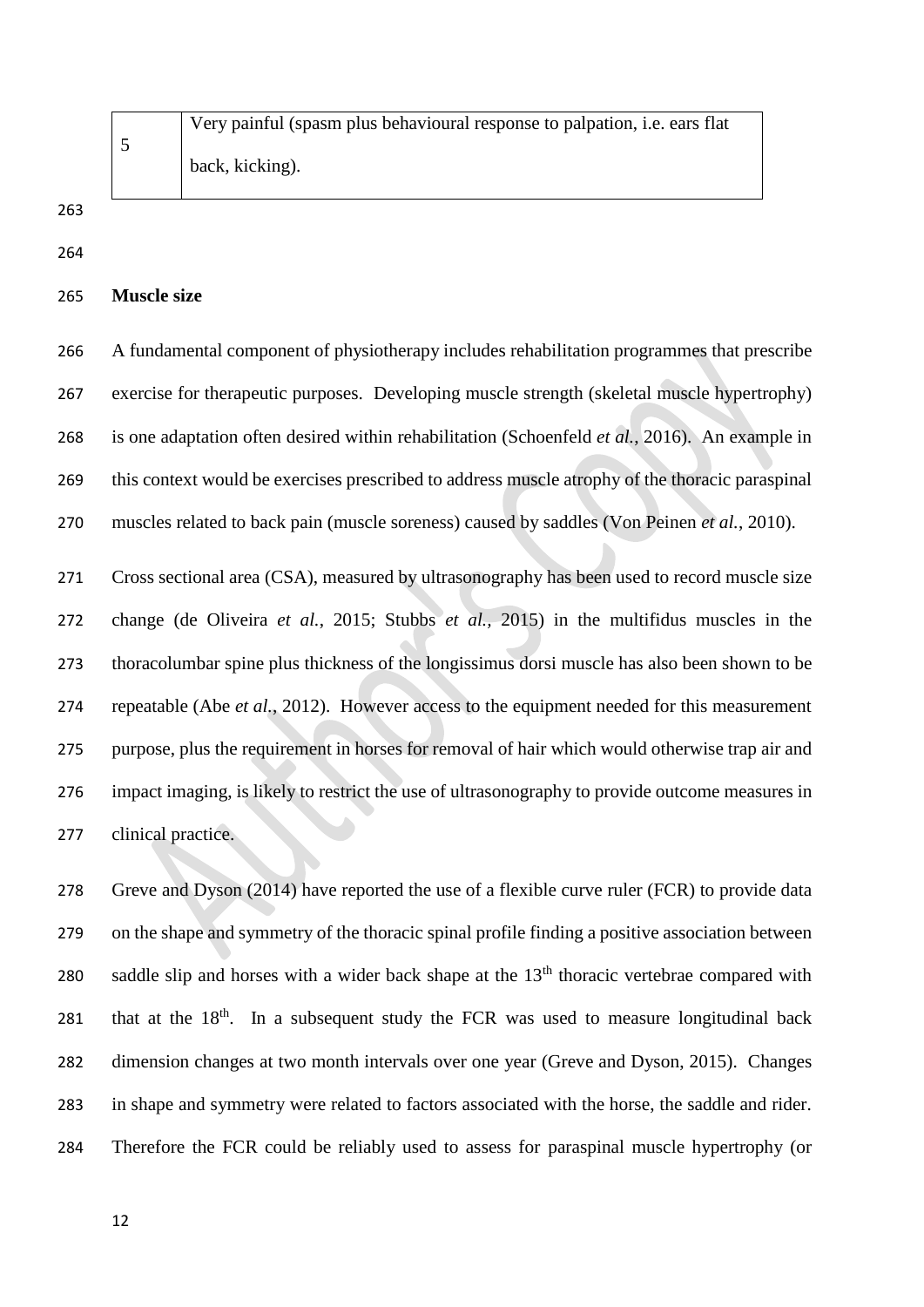| 5 | Very painful (spasm plus behavioural response to palpation, i.e. ears flat back, kicking). |
|---|---|

## Muscle size

A fundamental component of physiotherapy includes rehabilitation programmes that prescribe exercise for therapeutic purposes. Developing muscle strength (skeletal muscle hypertrophy) is one adaptation often desired within rehabilitation (Schoenfeld *et al.*, 2016). An example in this context would be exercises prescribed to address muscle atrophy of the thoracic paraspinal muscles related to back pain (muscle soreness) caused by saddles (Von Peinen *et al.*, 2010).

Cross sectional area (CSA), measured by ultrasonography has been used to record muscle size change (de Oliveira *et al.*, 2015; Stubbs *et al.*, 2015) in the multifidus muscles in the thoracolumbar spine plus thickness of the longissimus dorsi muscle has also been shown to be repeatable (Abe *et al.*, 2012). However access to the equipment needed for this measurement purpose, plus the requirement in horses for removal of hair which would otherwise trap air and impact imaging, is likely to restrict the use of ultrasonography to provide outcome measures in clinical practice.

Greve and Dyson (2014) have reported the use of a flexible curve ruler (FCR) to provide data on the shape and symmetry of the thoracic spinal profile finding a positive association between saddle slip and horses with a wider back shape at the 13$^{th}$ thoracic vertebrae compared with that at the 18$^{th}$. In a subsequent study the FCR was used to measure longitudinal back dimension changes at two month intervals over one year (Greve and Dyson, 2015). Changes in shape and symmetry were related to factors associated with the horse, the saddle and rider. Therefore the FCR could be reliably used to assess for paraspinal muscle hypertrophy (or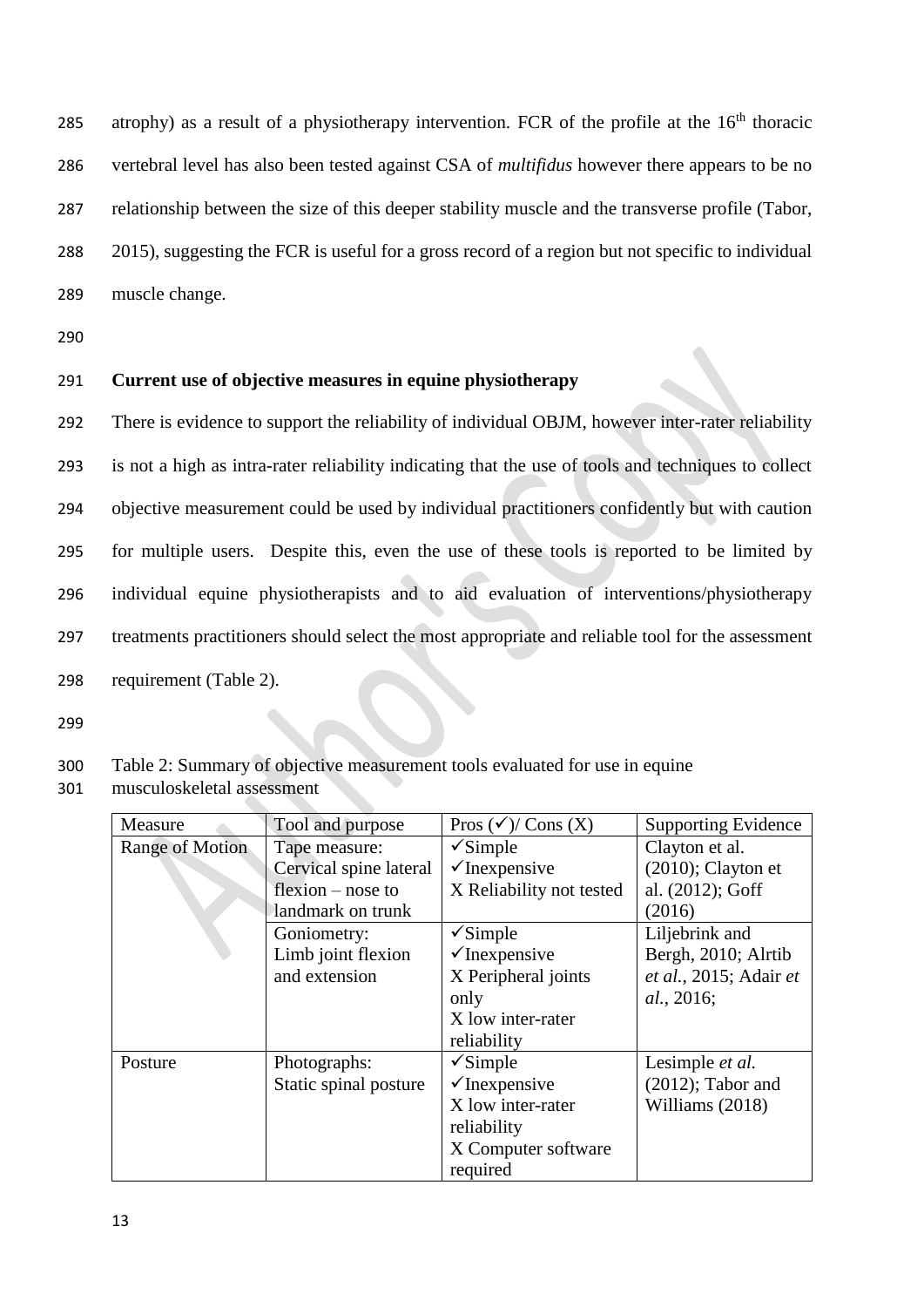atrophy) as a result of a physiotherapy intervention. FCR of the profile at the 16th thoracic vertebral level has also been tested against CSA of *multifidus* however there appears to be no relationship between the size of this deeper stability muscle and the transverse profile (Tabor, 2015), suggesting the FCR is useful for a gross record of a region but not specific to individual muscle change.

## Current use of objective measures in equine physiotherapy

There is evidence to support the reliability of individual OBJM, however inter-rater reliability is not a high as intra-rater reliability indicating that the use of tools and techniques to collect objective measurement could be used by individual practitioners confidently but with caution for multiple users. Despite this, even the use of these tools is reported to be limited by individual equine physiotherapists and to aid evaluation of interventions/physiotherapy treatments practitioners should select the most appropriate and reliable tool for the assessment requirement (Table 2).

Table 2: Summary of objective measurement tools evaluated for use in equine musculoskeletal assessment

| Measure | Tool and purpose | Pros (✓)/ Cons (X) | Supporting Evidence |
|---|---|---|---|
| Range of Motion | Tape measure: Cervical spine lateral flexion – nose to landmark on trunk | ✓Simple<br>✓Inexpensive<br>X Reliability not tested | Clayton et al. (2010); Clayton et al. (2012); Goff (2016) |
| | Goniometry: Limb joint flexion and extension | ✓Simple<br>✓Inexpensive<br>X Peripheral joints only<br>X low inter-rater reliability | Liljebrink and Bergh, 2010; Alrtib *et al.*, 2015; Adair *et al.*, 2016; |
| Posture | Photographs: Static spinal posture | ✓Simple<br>✓Inexpensive<br>X low inter-rater reliability<br>X Computer software required | Lesimple *et al.* (2012); Tabor and Williams (2018) |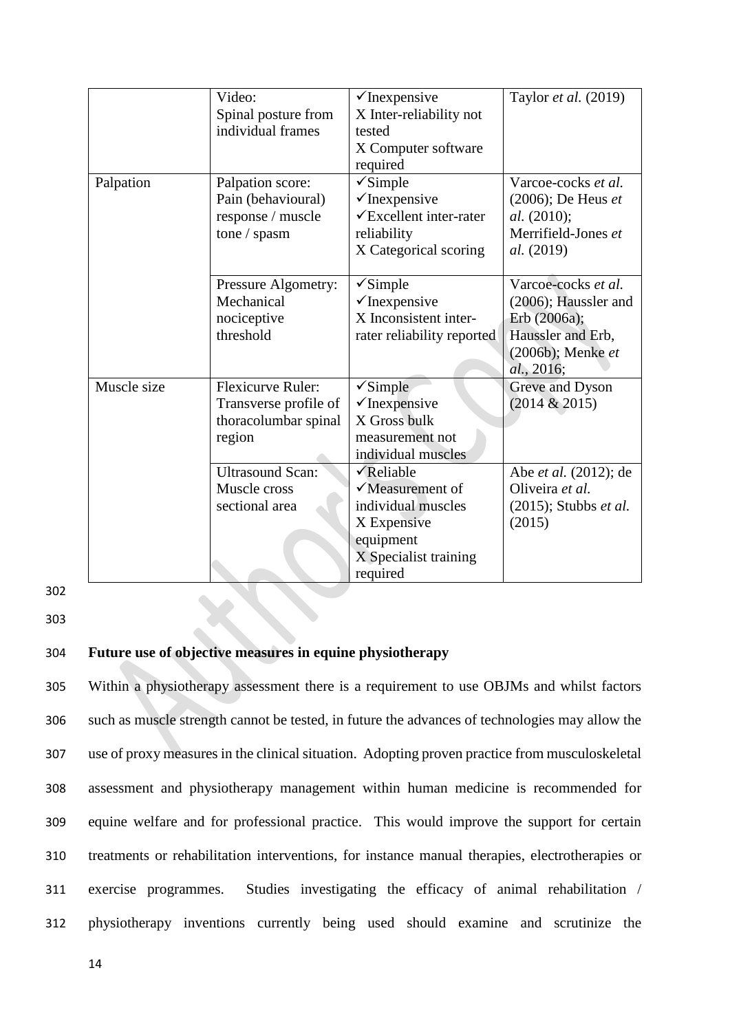|  | Video: Spinal posture from individual frames | ✓Inexpensive<br>X Inter-reliability not tested<br>X Computer software required | Taylor *et al.* (2019) |
|---|---|---|---|
| Palpation | Palpation score: Pain (behavioural) response / muscle tone / spasm | ✓Simple<br>✓Inexpensive<br>✓Excellent inter-rater reliability<br>X Categorical scoring | Varcoe-cocks *et al.* (2006); De Heus *et al.* (2010); Merrifield-Jones *et al.* (2019) |
|  | Pressure Algometry: Mechanical nociceptive threshold | ✓Simple<br>✓Inexpensive<br>X Inconsistent inter-rater reliability reported | Varcoe-cocks *et al.* (2006); Haussler and Erb (2006a); Haussler and Erb, (2006b); Menke *et al.*, 2016; |
| Muscle size | Flexicurve Ruler: Transverse profile of thoracolumbar spinal region | ✓Simple<br>✓Inexpensive<br>X Gross bulk measurement not individual muscles | Greve and Dyson (2014 & 2015) |
|  | Ultrasound Scan: Muscle cross sectional area | ✓Reliable<br>✓Measurement of individual muscles<br>X Expensive equipment<br>X Specialist training required | Abe *et al.* (2012); de Oliveira *et al.* (2015); Stubbs *et al.* (2015) |

**Future use of objective measures in equine physiotherapy**

Within a physiotherapy assessment there is a requirement to use OBJMs and whilst factors such as muscle strength cannot be tested, in future the advances of technologies may allow the use of proxy measures in the clinical situation. Adopting proven practice from musculoskeletal assessment and physiotherapy management within human medicine is recommended for equine welfare and for professional practice. This would improve the support for certain treatments or rehabilitation interventions, for instance manual therapies, electrotherapies or exercise programmes. Studies investigating the efficacy of animal rehabilitation / physiotherapy inventions currently being used should examine and scrutinize the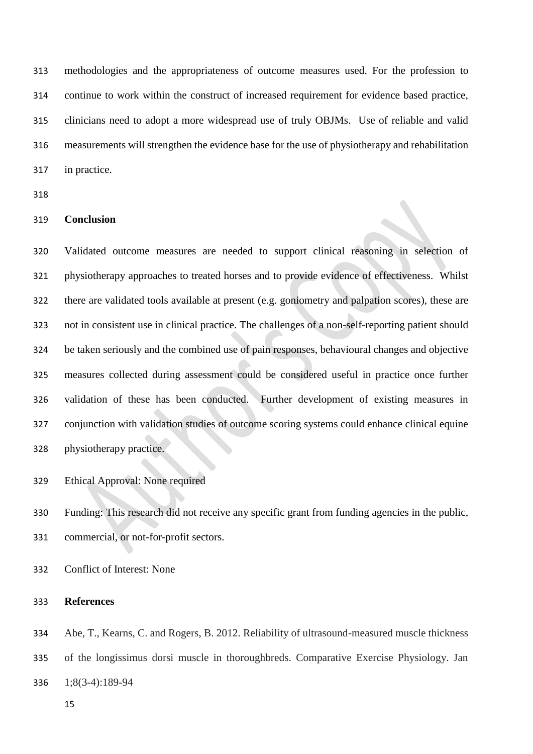methodologies and the appropriateness of outcome measures used. For the profession to continue to work within the construct of increased requirement for evidence based practice, clinicians need to adopt a more widespread use of truly OBJMs. Use of reliable and valid measurements will strengthen the evidence base for the use of physiotherapy and rehabilitation in practice.

## Conclusion

Validated outcome measures are needed to support clinical reasoning in selection of physiotherapy approaches to treated horses and to provide evidence of effectiveness. Whilst there are validated tools available at present (e.g. goniometry and palpation scores), these are not in consistent use in clinical practice. The challenges of a non-self-reporting patient should be taken seriously and the combined use of pain responses, behavioural changes and objective measures collected during assessment could be considered useful in practice once further validation of these has been conducted. Further development of existing measures in conjunction with validation studies of outcome scoring systems could enhance clinical equine physiotherapy practice.

Ethical Approval: None required

Funding: This research did not receive any specific grant from funding agencies in the public, commercial, or not-for-profit sectors.

Conflict of Interest: None

## References

Abe, T., Kearns, C. and Rogers, B. 2012. Reliability of ultrasound-measured muscle thickness of the longissimus dorsi muscle in thoroughbreds. Comparative Exercise Physiology. Jan 1;8(3-4):189-94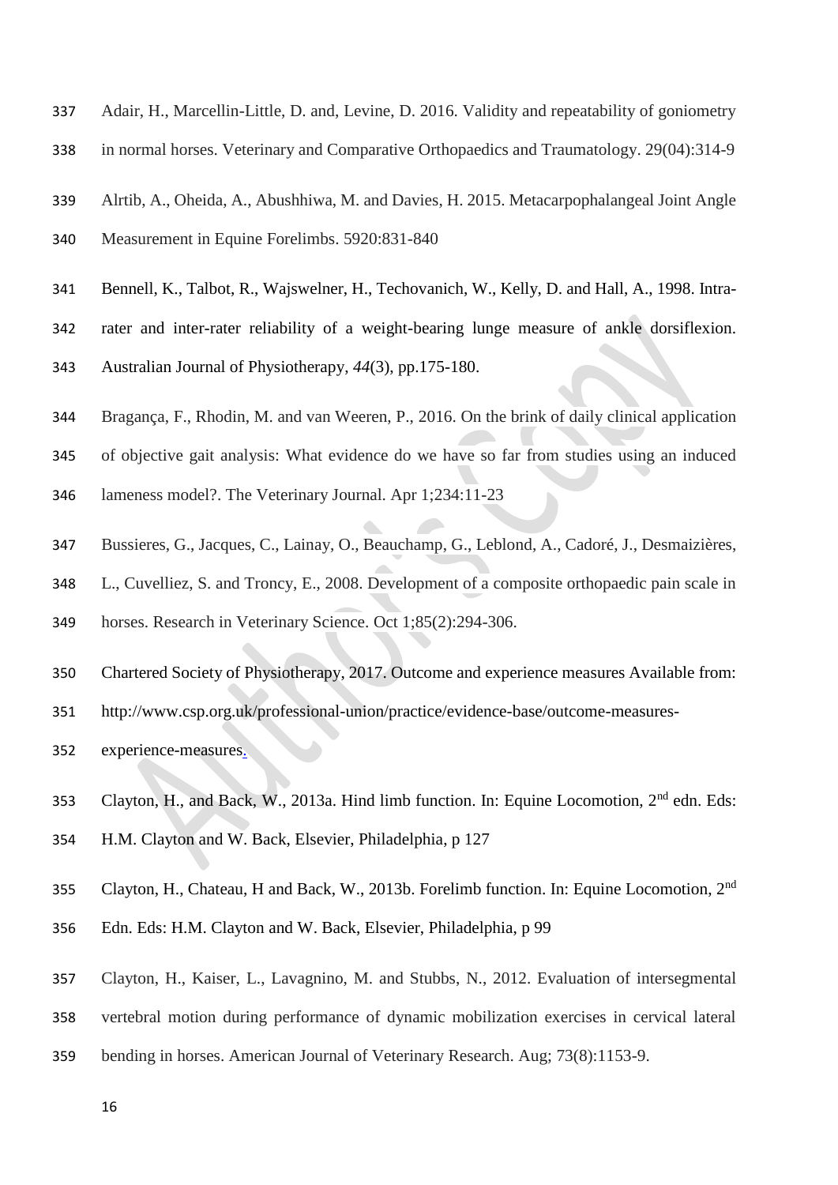Adair, H., Marcellin-Little, D. and, Levine, D. 2016. Validity and repeatability of goniometry in normal horses. Veterinary and Comparative Orthopaedics and Traumatology. 29(04):314-9

Alrtib, A., Oheida, A., Abushhiwa, M. and Davies, H. 2015. Metacarpophalangeal Joint Angle Measurement in Equine Forelimbs. 5920:831-840

Bennell, K., Talbot, R., Wajswelner, H., Techovanich, W., Kelly, D. and Hall, A., 1998. Intra-rater and inter-rater reliability of a weight-bearing lunge measure of ankle dorsiflexion. Australian Journal of Physiotherapy, *44*(3), pp.175-180.

Bragança, F., Rhodin, M. and van Weeren, P., 2016. On the brink of daily clinical application of objective gait analysis: What evidence do we have so far from studies using an induced lameness model?. The Veterinary Journal. Apr 1;234:11-23

Bussieres, G., Jacques, C., Lainay, O., Beauchamp, G., Leblond, A., Cadoré, J., Desmaizières, L., Cuvelliez, S. and Troncy, E., 2008. Development of a composite orthopaedic pain scale in horses. Research in Veterinary Science. Oct 1;85(2):294-306.

Chartered Society of Physiotherapy, 2017. Outcome and experience measures Available from: http://www.csp.org.uk/professional-union/practice/evidence-base/outcome-measures-experience-measures.

Clayton, H., and Back, W., 2013a. Hind limb function. In: Equine Locomotion, 2nd edn. Eds: H.M. Clayton and W. Back, Elsevier, Philadelphia, p 127

Clayton, H., Chateau, H and Back, W., 2013b. Forelimb function. In: Equine Locomotion, 2nd Edn. Eds: H.M. Clayton and W. Back, Elsevier, Philadelphia, p 99

Clayton, H., Kaiser, L., Lavagnino, M. and Stubbs, N., 2012. Evaluation of intersegmental vertebral motion during performance of dynamic mobilization exercises in cervical lateral bending in horses. American Journal of Veterinary Research. Aug; 73(8):1153-9.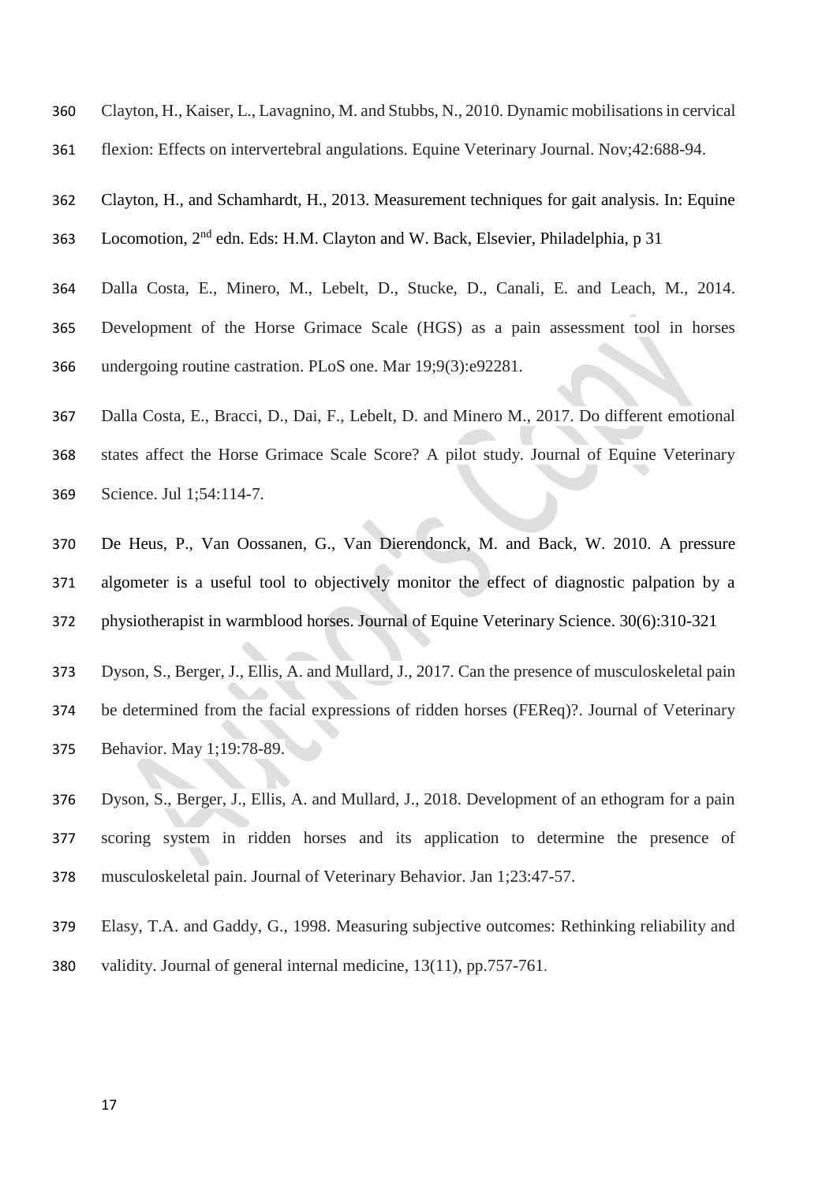Clayton, H., Kaiser, L., Lavagnino, M. and Stubbs, N., 2010. Dynamic mobilisations in cervical flexion: Effects on intervertebral angulations. Equine Veterinary Journal. Nov;42:688-94.

Clayton, H., and Schamhardt, H., 2013. Measurement techniques for gait analysis. In: Equine Locomotion, 2nd edn. Eds: H.M. Clayton and W. Back, Elsevier, Philadelphia, p 31

Dalla Costa, E., Minero, M., Lebelt, D., Stucke, D., Canali, E. and Leach, M., 2014. Development of the Horse Grimace Scale (HGS) as a pain assessment tool in horses undergoing routine castration. PLoS one. Mar 19;9(3):e92281.

Dalla Costa, E., Bracci, D., Dai, F., Lebelt, D. and Minero M., 2017. Do different emotional states affect the Horse Grimace Scale Score? A pilot study. Journal of Equine Veterinary Science. Jul 1;54:114-7.

De Heus, P., Van Oossanen, G., Van Dierendonck, M. and Back, W. 2010. A pressure algometer is a useful tool to objectively monitor the effect of diagnostic palpation by a physiotherapist in warmblood horses. Journal of Equine Veterinary Science. 30(6):310-321

Dyson, S., Berger, J., Ellis, A. and Mullard, J., 2017. Can the presence of musculoskeletal pain be determined from the facial expressions of ridden horses (FEReq)?. Journal of Veterinary Behavior. May 1;19:78-89.

Dyson, S., Berger, J., Ellis, A. and Mullard, J., 2018. Development of an ethogram for a pain scoring system in ridden horses and its application to determine the presence of musculoskeletal pain. Journal of Veterinary Behavior. Jan 1;23:47-57.

Elasy, T.A. and Gaddy, G., 1998. Measuring subjective outcomes: Rethinking reliability and validity. Journal of general internal medicine, 13(11), pp.757-761.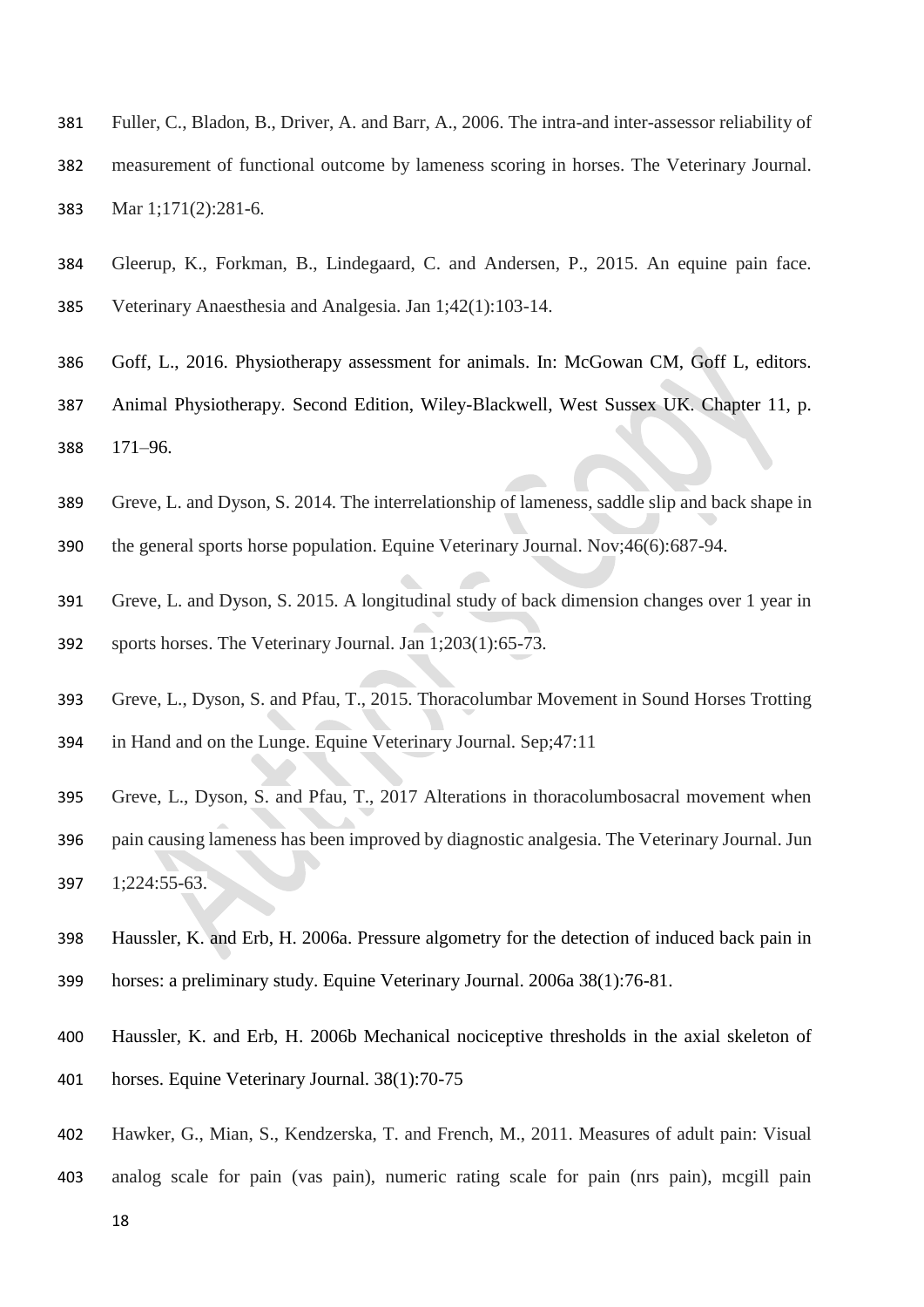Fuller, C., Bladon, B., Driver, A. and Barr, A., 2006. The intra-and inter-assessor reliability of measurement of functional outcome by lameness scoring in horses. The Veterinary Journal. Mar 1;171(2):281-6.

Gleerup, K., Forkman, B., Lindegaard, C. and Andersen, P., 2015. An equine pain face. Veterinary Anaesthesia and Analgesia. Jan 1;42(1):103-14.

Goff, L., 2016. Physiotherapy assessment for animals. In: McGowan CM, Goff L, editors. Animal Physiotherapy. Second Edition, Wiley-Blackwell, West Sussex UK. Chapter 11, p. 171–96.

Greve, L. and Dyson, S. 2014. The interrelationship of lameness, saddle slip and back shape in the general sports horse population. Equine Veterinary Journal. Nov;46(6):687-94.

Greve, L. and Dyson, S. 2015. A longitudinal study of back dimension changes over 1 year in sports horses. The Veterinary Journal. Jan 1;203(1):65-73.

Greve, L., Dyson, S. and Pfau, T., 2015. Thoracolumbar Movement in Sound Horses Trotting in Hand and on the Lunge. Equine Veterinary Journal. Sep;47:11

Greve, L., Dyson, S. and Pfau, T., 2017 Alterations in thoracolumbosacral movement when pain causing lameness has been improved by diagnostic analgesia. The Veterinary Journal. Jun 1;224:55-63.

Haussler, K. and Erb, H. 2006a. Pressure algometry for the detection of induced back pain in horses: a preliminary study. Equine Veterinary Journal. 2006a 38(1):76-81.

Haussler, K. and Erb, H. 2006b Mechanical nociceptive thresholds in the axial skeleton of horses. Equine Veterinary Journal. 38(1):70-75

Hawker, G., Mian, S., Kendzerska, T. and French, M., 2011. Measures of adult pain: Visual analog scale for pain (vas pain), numeric rating scale for pain (nrs pain), mcgill pain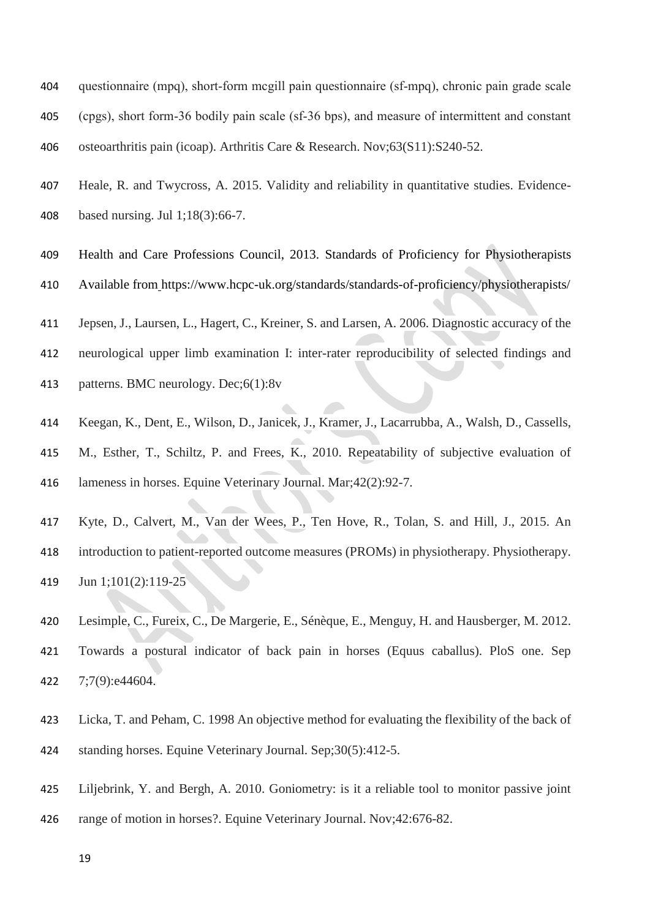questionnaire (mpq), short-form mcgill pain questionnaire (sf-mpq), chronic pain grade scale (cpgs), short form-36 bodily pain scale (sf-36 bps), and measure of intermittent and constant osteoarthritis pain (icoap). Arthritis Care & Research. Nov;63(S11):S240-52.

Heale, R. and Twycross, A. 2015. Validity and reliability in quantitative studies. Evidence-based nursing. Jul 1;18(3):66-7.

Health and Care Professions Council, 2013. Standards of Proficiency for Physiotherapists Available from https://www.hcpc-uk.org/standards/standards-of-proficiency/physiotherapists/

Jepsen, J., Laursen, L., Hagert, C., Kreiner, S. and Larsen, A. 2006. Diagnostic accuracy of the neurological upper limb examination I: inter-rater reproducibility of selected findings and patterns. BMC neurology. Dec;6(1):8v

Keegan, K., Dent, E., Wilson, D., Janicek, J., Kramer, J., Lacarrubba, A., Walsh, D., Cassells, M., Esther, T., Schiltz, P. and Frees, K., 2010. Repeatability of subjective evaluation of lameness in horses. Equine Veterinary Journal. Mar;42(2):92-7.

Kyte, D., Calvert, M., Van der Wees, P., Ten Hove, R., Tolan, S. and Hill, J., 2015. An introduction to patient-reported outcome measures (PROMs) in physiotherapy. Physiotherapy. Jun 1;101(2):119-25

Lesimple, C., Fureix, C., De Margerie, E., Sénèque, E., Menguy, H. and Hausberger, M. 2012. Towards a postural indicator of back pain in horses (Equus caballus). PloS one. Sep 7;7(9):e44604.

Licka, T. and Peham, C. 1998 An objective method for evaluating the flexibility of the back of standing horses. Equine Veterinary Journal. Sep;30(5):412-5.

Liljebrink, Y. and Bergh, A. 2010. Goniometry: is it a reliable tool to monitor passive joint range of motion in horses?. Equine Veterinary Journal. Nov;42:676-82.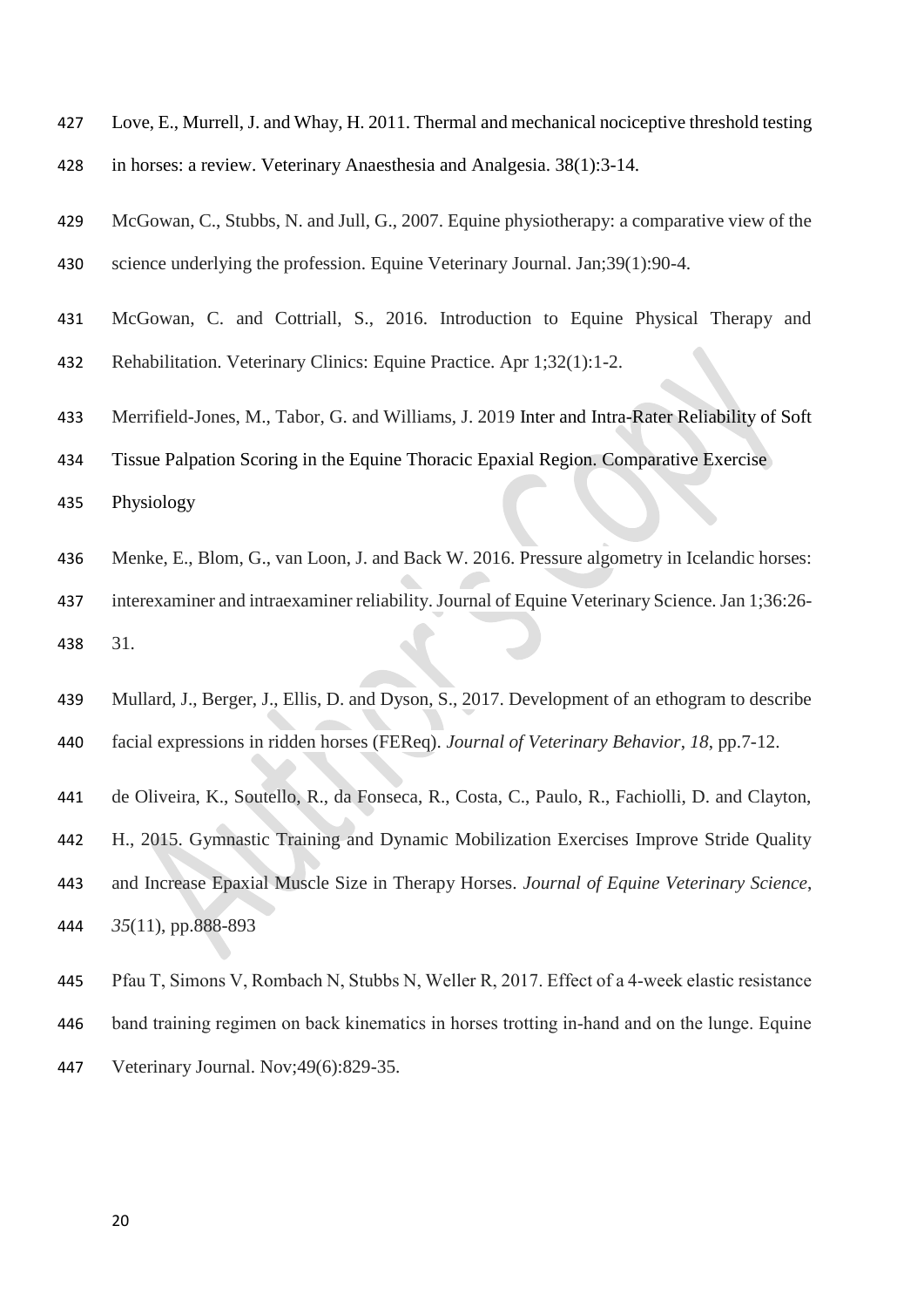Love, E., Murrell, J. and Whay, H. 2011. Thermal and mechanical nociceptive threshold testing in horses: a review. Veterinary Anaesthesia and Analgesia. 38(1):3-14.

McGowan, C., Stubbs, N. and Jull, G., 2007. Equine physiotherapy: a comparative view of the science underlying the profession. Equine Veterinary Journal. Jan;39(1):90-4.

McGowan, C. and Cottriall, S., 2016. Introduction to Equine Physical Therapy and Rehabilitation. Veterinary Clinics: Equine Practice. Apr 1;32(1):1-2.

Merrifield-Jones, M., Tabor, G. and Williams, J. 2019 Inter and Intra-Rater Reliability of Soft Tissue Palpation Scoring in the Equine Thoracic Epaxial Region. Comparative Exercise Physiology

Menke, E., Blom, G., van Loon, J. and Back W. 2016. Pressure algometry in Icelandic horses: interexaminer and intraexaminer reliability. Journal of Equine Veterinary Science. Jan 1;36:26-31.

Mullard, J., Berger, J., Ellis, D. and Dyson, S., 2017. Development of an ethogram to describe facial expressions in ridden horses (FEReq). *Journal of Veterinary Behavior*, *18*, pp.7-12.

de Oliveira, K., Soutello, R., da Fonseca, R., Costa, C., Paulo, R., Fachiolli, D. and Clayton, H., 2015. Gymnastic Training and Dynamic Mobilization Exercises Improve Stride Quality and Increase Epaxial Muscle Size in Therapy Horses. *Journal of Equine Veterinary Science*, *35*(11), pp.888-893

Pfau T, Simons V, Rombach N, Stubbs N, Weller R, 2017. Effect of a 4-week elastic resistance band training regimen on back kinematics in horses trotting in-hand and on the lunge. Equine Veterinary Journal. Nov;49(6):829-35.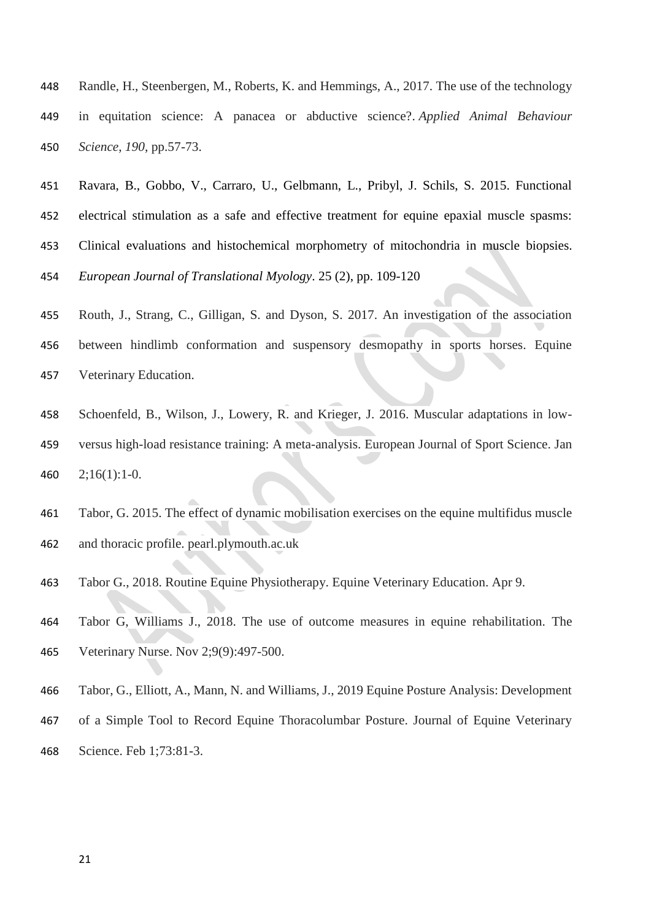Randle, H., Steenbergen, M., Roberts, K. and Hemmings, A., 2017. The use of the technology in equitation science: A panacea or abductive science?. *Applied Animal Behaviour Science*, *190*, pp.57-73.

Ravara, B., Gobbo, V., Carraro, U., Gelbmann, L., Pribyl, J. Schils, S. 2015. Functional electrical stimulation as a safe and effective treatment for equine epaxial muscle spasms: Clinical evaluations and histochemical morphometry of mitochondria in muscle biopsies. *European Journal of Translational Myology*. 25 (2), pp. 109-120

Routh, J., Strang, C., Gilligan, S. and Dyson, S. 2017. An investigation of the association between hindlimb conformation and suspensory desmopathy in sports horses. Equine Veterinary Education.

Schoenfeld, B., Wilson, J., Lowery, R. and Krieger, J. 2016. Muscular adaptations in low-versus high-load resistance training: A meta-analysis. European Journal of Sport Science. Jan 2;16(1):1-0.

Tabor, G. 2015. The effect of dynamic mobilisation exercises on the equine multifidus muscle and thoracic profile. pearl.plymouth.ac.uk

Tabor G., 2018. Routine Equine Physiotherapy. Equine Veterinary Education. Apr 9.

Tabor G, Williams J., 2018. The use of outcome measures in equine rehabilitation. The Veterinary Nurse. Nov 2;9(9):497-500.

Tabor, G., Elliott, A., Mann, N. and Williams, J., 2019 Equine Posture Analysis: Development of a Simple Tool to Record Equine Thoracolumbar Posture. Journal of Equine Veterinary Science. Feb 1;73:81-3.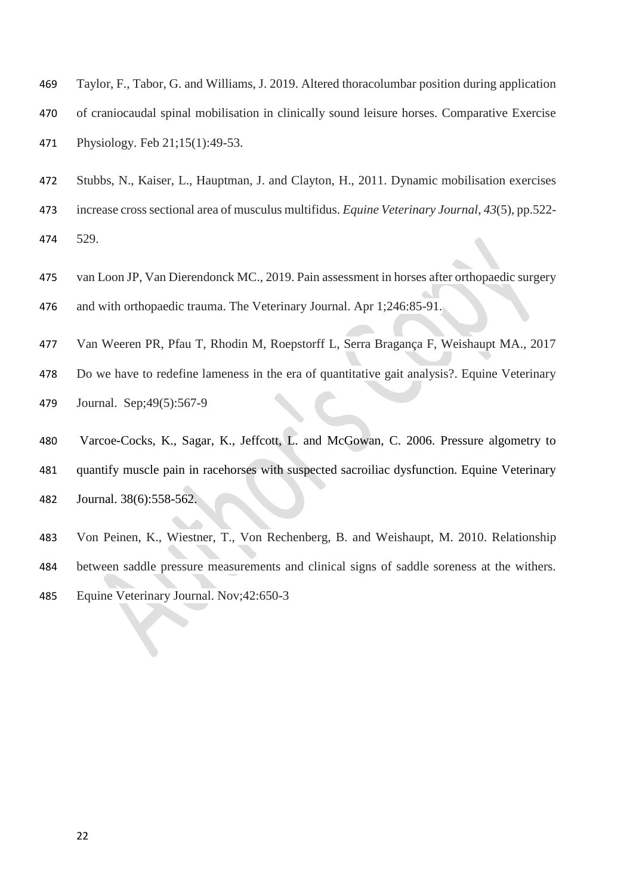Taylor, F., Tabor, G. and Williams, J. 2019. Altered thoracolumbar position during application of craniocaudal spinal mobilisation in clinically sound leisure horses. Comparative Exercise Physiology. Feb 21;15(1):49-53.

Stubbs, N., Kaiser, L., Hauptman, J. and Clayton, H., 2011. Dynamic mobilisation exercises increase cross sectional area of musculus multifidus. *Equine Veterinary Journal*, *43*(5), pp.522-529.

van Loon JP, Van Dierendonck MC., 2019. Pain assessment in horses after orthopaedic surgery and with orthopaedic trauma. The Veterinary Journal. Apr 1;246:85-91.

Van Weeren PR, Pfau T, Rhodin M, Roepstorff L, Serra Bragança F, Weishaupt MA., 2017 Do we have to redefine lameness in the era of quantitative gait analysis?. Equine Veterinary Journal. Sep;49(5):567-9

Varcoe-Cocks, K., Sagar, K., Jeffcott, L. and McGowan, C. 2006. Pressure algometry to quantify muscle pain in racehorses with suspected sacroiliac dysfunction. Equine Veterinary Journal. 38(6):558-562.

Von Peinen, K., Wiestner, T., Von Rechenberg, B. and Weishaupt, M. 2010. Relationship between saddle pressure measurements and clinical signs of saddle soreness at the withers. Equine Veterinary Journal. Nov;42:650-3